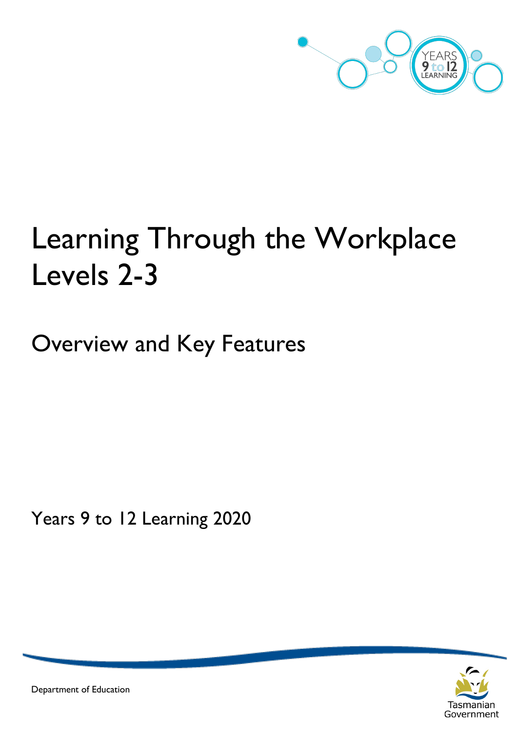# Learning Through the Workplace Levels 2-3

## Overview and Key Features

Years 9 to 12 Learning 2020

Department of Education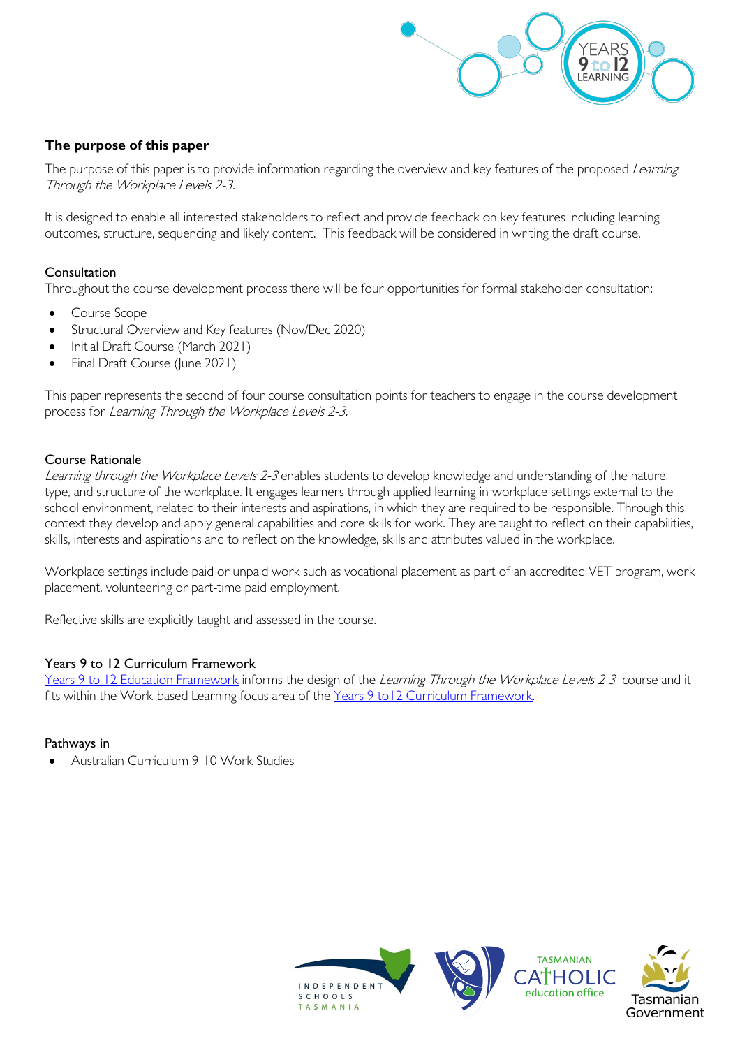## The purpose of this paper

The purpose of this paper is to provide information regarding the overview and key features of the proposed *Learning Through the Workplace Levels 2-3.*

It is designed to enable all interested stakeholders to reflect and provide feedback on key features including learning outcomes, structure, sequencing and likely content. This feedback will be considered in writing the draft course.

### Consultation

Throughout the course development process there will be four opportunities for formal stakeholder consultation:

- Course Scope
- Structural Overview and Key features (Nov/Dec 2020)
- Initial Draft Course (March 2021)
- Final Draft Course (June 2021)

This paper represents the second of four course consultation points for teachers to engage in the course development process for *Learning Through the Workplace Levels 2-3.*

### Course Rationale

*Learning through the Workplace Levels 2-3* enables students to develop knowledge and understanding of the nature, type, and structure of the workplace. It engages learners through applied learning in workplace settings external to the school environment, related to their interests and aspirations, in which they are required to be responsible. Through this context they develop and apply general capabilities and core skills for work. They are taught to reflect on their capabilities, skills, interests and aspirations and to reflect on the knowledge, skills and attributes valued in the workplace.

Workplace settings include paid or unpaid work such as vocational placement as part of an accredited VET program, work placement, volunteering or part-time paid employment.

Reflective skills are explicitly taught and assessed in the course.

### Years 9 to 12 Curriculum Framework

Years 9 to 12 Education Framework informs the design of the *Learning Through the Workplace Levels 2-3* course and it fits within the Work-based Learning focus area of the Years 9 to12 Curriculum Framework.

### Pathways in

- Australian Curriculum 9-10 Work Studies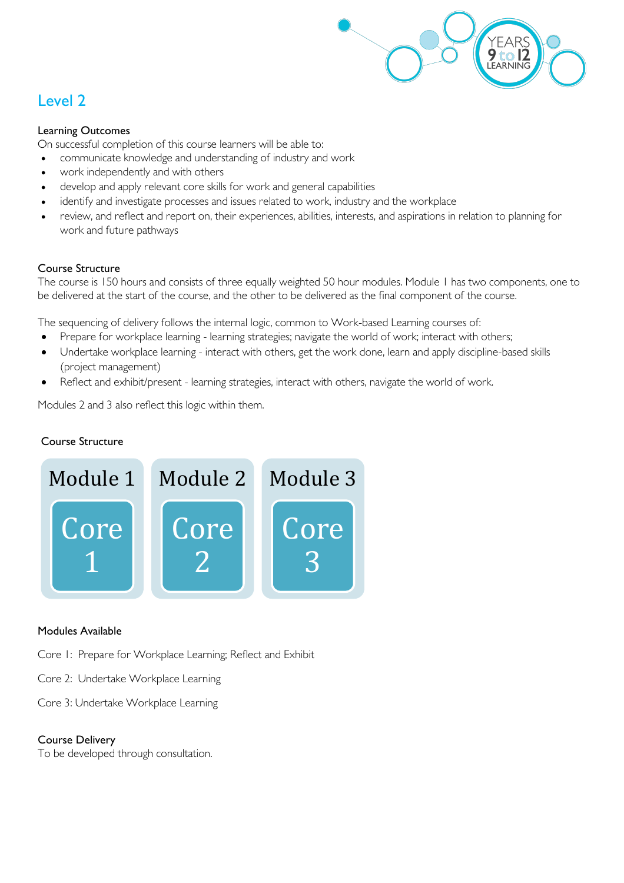## Level 2

### Learning Outcomes

On successful completion of this course learners will be able to:

- communicate knowledge and understanding of industry and work
- work independently and with others
- develop and apply relevant core skills for work and general capabilities
- identify and investigate processes and issues related to work, industry and the workplace
- review, and reflect and report on, their experiences, abilities, interests, and aspirations in relation to planning for work and future pathways

### Course Structure

The course is 150 hours and consists of three equally weighted 50 hour modules. Module 1 has two components, one to be delivered at the start of the course, and the other to be delivered as the final component of the course.

The sequencing of delivery follows the internal logic, common to Work-based Learning courses of:

- Prepare for workplace learning - learning strategies; navigate the world of work; interact with others;
- Undertake workplace learning - interact with others, get the work done, learn and apply discipline-based skills (project management)
- Reflect and exhibit/present - learning strategies, interact with others, navigate the world of work.

Modules 2 and 3 also reflect this logic within them.

### Course Structure

| Module 1 | Module 2 | Module 3 |
|---|---|---|
| Core 1 | Core 2 | Core 3 |

### Modules Available

Core 1: Prepare for Workplace Learning; Reflect and Exhibit

Core 2: Undertake Workplace Learning

Core 3: Undertake Workplace Learning

### Course Delivery

To be developed through consultation.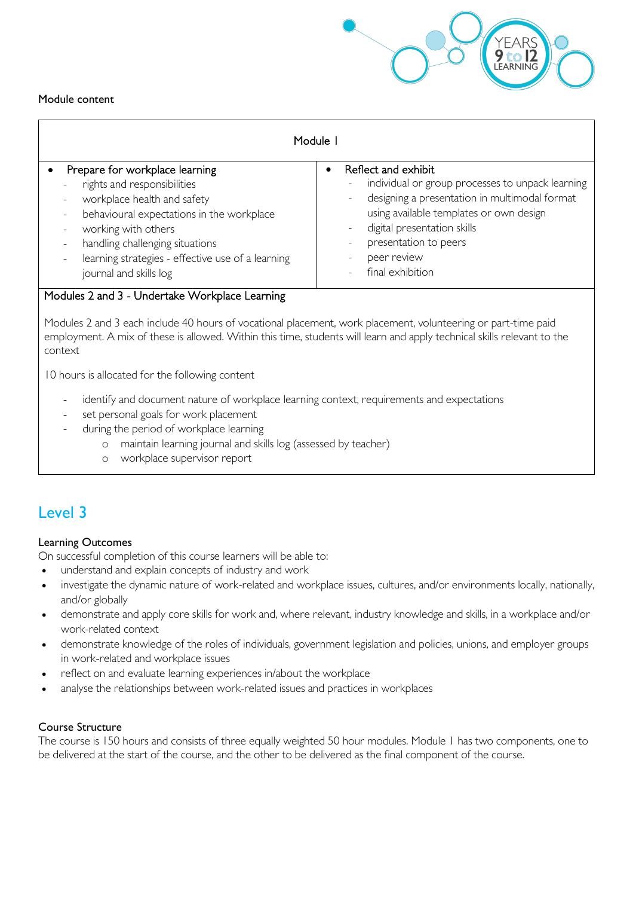Module content

| Module 1 | |
|---|---|
| • Prepare for workplace learning<br>- rights and responsibilities<br>- workplace health and safety<br>- behavioural expectations in the workplace<br>- working with others<br>- handling challenging situations<br>- learning strategies - effective use of a learning journal and skills log | • Reflect and exhibit<br>- individual or group processes to unpack learning<br>- designing a presentation in multimodal format using available templates or own design<br>- digital presentation skills<br>- presentation to peers<br>- peer review<br>- final exhibition |

**Modules 2 and 3 - Undertake Workplace Learning**

Modules 2 and 3 each include 40 hours of vocational placement, work placement, volunteering or part-time paid employment. A mix of these is allowed. Within this time, students will learn and apply technical skills relevant to the context

10 hours is allocated for the following content

- identify and document nature of workplace learning context, requirements and expectations
- set personal goals for work placement
- during the period of workplace learning
  - maintain learning journal and skills log (assessed by teacher)
  - workplace supervisor report

## Level 3

### Learning Outcomes

On successful completion of this course learners will be able to:

- understand and explain concepts of industry and work
- investigate the dynamic nature of work-related and workplace issues, cultures, and/or environments locally, nationally, and/or globally
- demonstrate and apply core skills for work and, where relevant, industry knowledge and skills, in a workplace and/or work-related context
- demonstrate knowledge of the roles of individuals, government legislation and policies, unions, and employer groups in work-related and workplace issues
- reflect on and evaluate learning experiences in/about the workplace
- analyse the relationships between work-related issues and practices in workplaces

### Course Structure

The course is 150 hours and consists of three equally weighted 50 hour modules. Module 1 has two components, one to be delivered at the start of the course, and the other to be delivered as the final component of the course.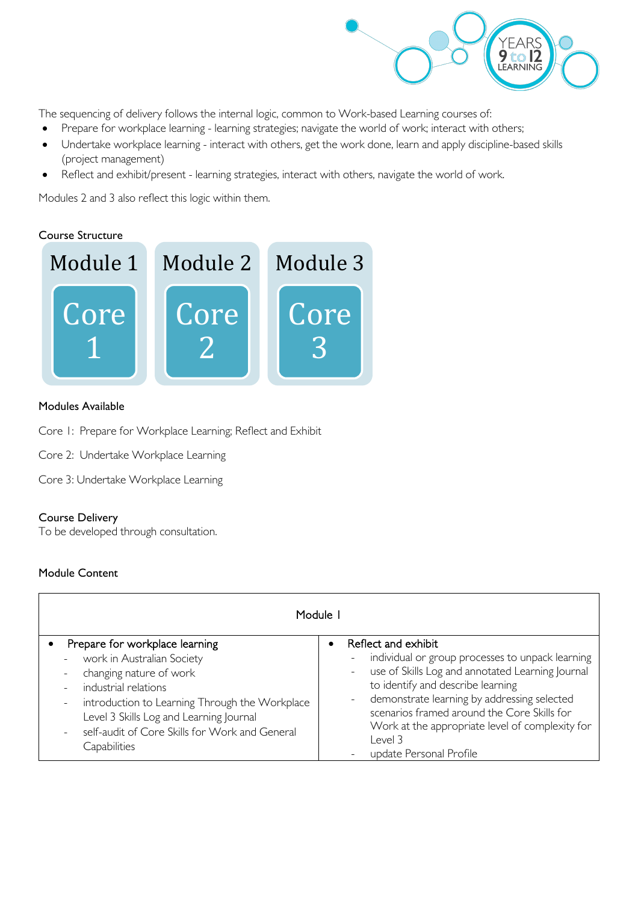The sequencing of delivery follows the internal logic, common to Work-based Learning courses of:

- Prepare for workplace learning - learning strategies; navigate the world of work; interact with others;
- Undertake workplace learning - interact with others, get the work done, learn and apply discipline-based skills (project management)
- Reflect and exhibit/present - learning strategies, interact with others, navigate the world of work.

Modules 2 and 3 also reflect this logic within them.

### Course Structure

| Module 1 | Module 2 | Module 3 |
| --- | --- | --- |
| Core 1 | Core 2 | Core 3 |

### Modules Available

Core 1: Prepare for Workplace Learning; Reflect and Exhibit

Core 2: Undertake Workplace Learning

Core 3: Undertake Workplace Learning

### Course Delivery

To be developed through consultation.

### Module Content

| Module 1 | |
| --- | --- |
| • Prepare for workplace learning<br>- work in Australian Society<br>- changing nature of work<br>- industrial relations<br>- introduction to Learning Through the Workplace Level 3 Skills Log and Learning Journal<br>- self-audit of Core Skills for Work and General Capabilities | • Reflect and exhibit<br>- individual or group processes to unpack learning<br>- use of Skills Log and annotated Learning Journal to identify and describe learning<br>- demonstrate learning by addressing selected scenarios framed around the Core Skills for Work at the appropriate level of complexity for Level 3<br>- update Personal Profile |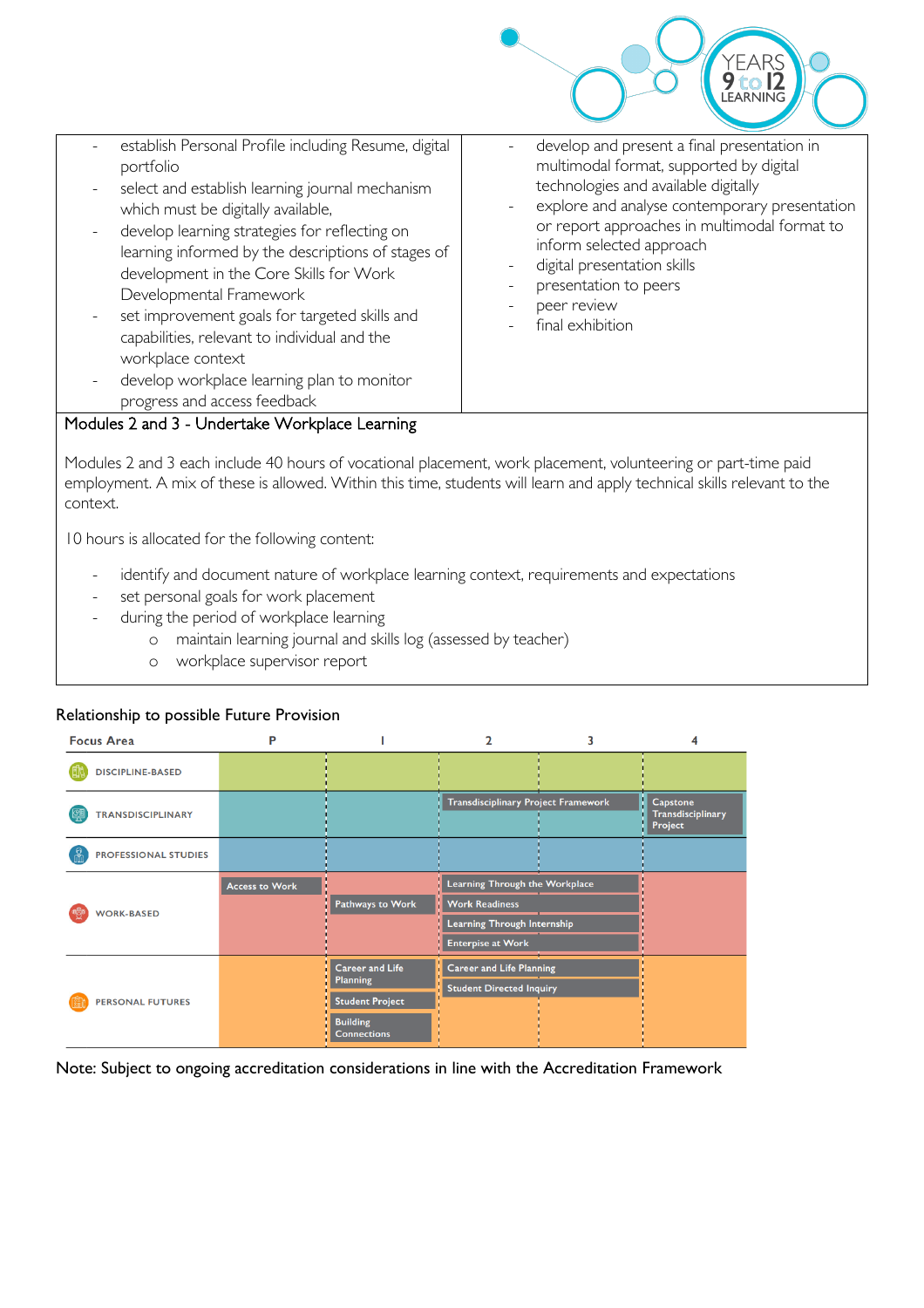| | |
|---|---|
| - establish Personal Profile including Resume, digital portfolio<br>- select and establish learning journal mechanism which must be digitally available,<br>- develop learning strategies for reflecting on learning informed by the descriptions of stages of development in the Core Skills for Work Developmental Framework<br>- set improvement goals for targeted skills and capabilities, relevant to individual and the workplace context<br>- develop workplace learning plan to monitor progress and access feedback | - develop and present a final presentation in multimodal format, supported by digital technologies and available digitally<br>- explore and analyse contemporary presentation or report approaches in multimodal format to inform selected approach<br>- digital presentation skills<br>- presentation to peers<br>- peer review<br>- final exhibition |

**Modules 2 and 3 - Undertake Workplace Learning**

Modules 2 and 3 each include 40 hours of vocational placement, work placement, volunteering or part-time paid employment. A mix of these is allowed. Within this time, students will learn and apply technical skills relevant to the context.

10 hours is allocated for the following content:

- identify and document nature of workplace learning context, requirements and expectations
- set personal goals for work placement
- during the period of workplace learning
  - maintain learning journal and skills log (assessed by teacher)
  - workplace supervisor report

## Relationship to possible Future Provision

Focus Area
P
1
2
3
4

DISCIPLINE-BASED

TRANSDISCIPLINARY
Transdisciplinary Project Framework
Capstone Transdisciplinary Project

PROFESSIONAL STUDIES

WORK-BASED
Access to Work
Pathways to Work
Learning Through the Workplace
Work Readiness
Learning Through Internship
Enterprise at Work

PERSONAL FUTURES
Career and Life Planning
Student Project
Building Connections
Career and Life Planning
Student Directed Inquiry

Note: Subject to ongoing accreditation considerations in line with the Accreditation Framework